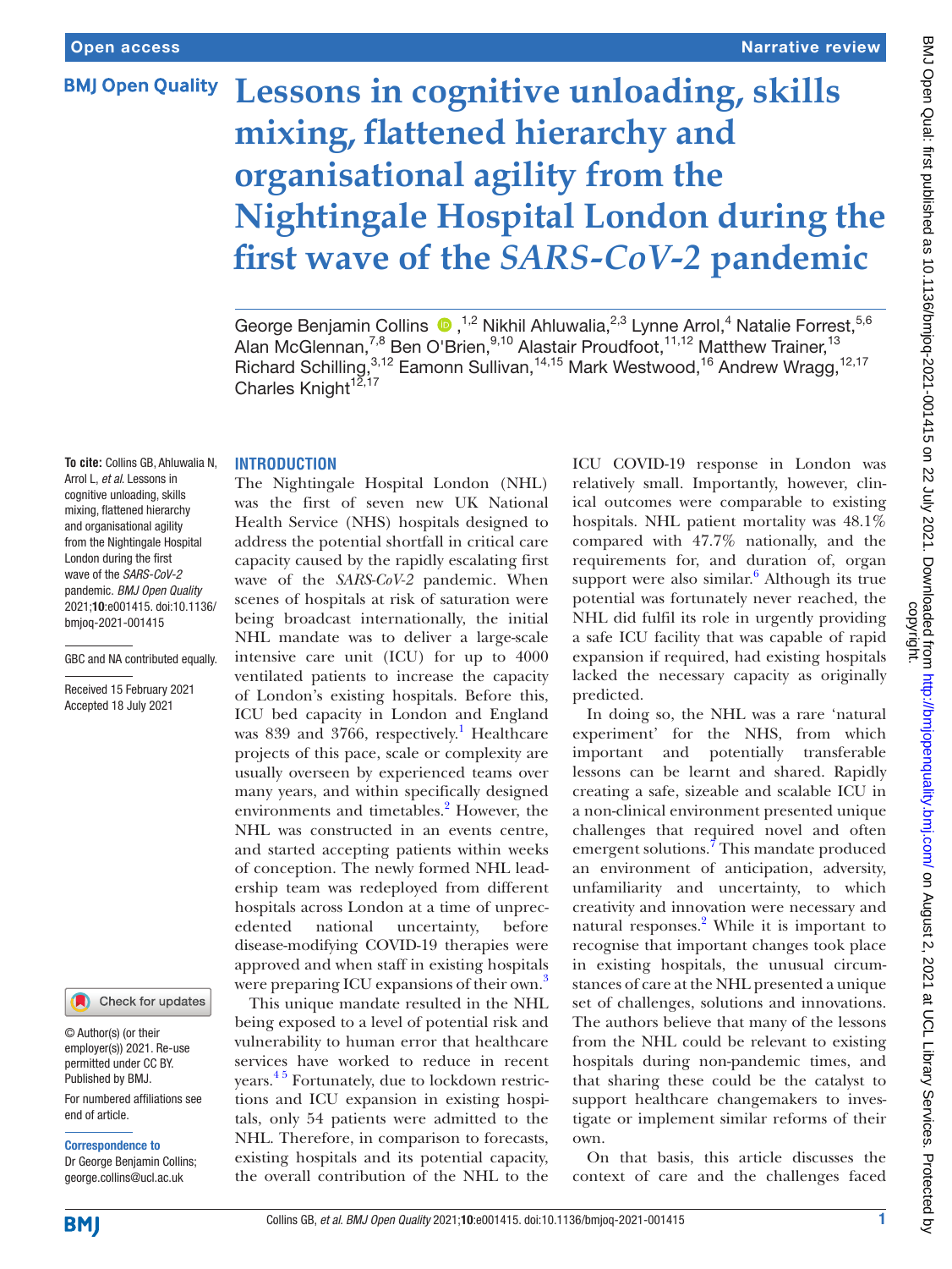# Lessons in cognitive unloading, skills mixing, flattened hierarchy and organisational agility from the Nightingale Hospital London during the first wave of the *SARS-CoV-2* pandemic

George Benjamin Collins [1,2] Nikhil Ahluwalia,[2,3] Lynne Arrol,[4] Natalie Forrest,[5,6] Alan McGlennan,[7,8] Ben O'Brien,[9,10] Alastair Proudfoot,[11,12] Matthew Trainer,[13] Richard Schilling,[3,12] Eamonn Sullivan,[14,15] Mark Westwood,[16] Andrew Wragg,[12,17] Charles Knight[12,17]

**To cite:** Collins GB, Ahluwalia N, Arrol L, *et al*. Lessons in cognitive unloading, skills mixing, flattened hierarchy and organisational agility from the Nightingale Hospital London during the first wave of the *SARS-CoV-2* pandemic. *BMJ Open Quality* 2021;**10**:e001415. doi:10.1136/bmjoq-2021-001415

GBC and NA contributed equally.

Received 15 February 2021
Accepted 18 July 2021

© Author(s) (or their employer(s)) 2021. Re-use permitted under CC BY. Published by BMJ.

For numbered affiliations see end of article.

**Correspondence to**
Dr George Benjamin Collins; george.collins@ucl.ac.uk

## INTRODUCTION

The Nightingale Hospital London (NHL) was the first of seven new UK National Health Service (NHS) hospitals designed to address the potential shortfall in critical care capacity caused by the rapidly escalating first wave of the *SARS-CoV-2* pandemic. When scenes of hospitals at risk of saturation were being broadcast internationally, the initial NHL mandate was to deliver a large-scale intensive care unit (ICU) for up to 4000 ventilated patients to increase the capacity of London's existing hospitals. Before this, ICU bed capacity in London and England was 839 and 3766, respectively.[1] Healthcare projects of this pace, scale or complexity are usually overseen by experienced teams over many years, and within specifically designed environments and timetables.[2] However, the NHL was constructed in an events centre, and started accepting patients within weeks of conception. The newly formed NHL leadership team was redeployed from different hospitals across London at a time of unprecedented national uncertainty, before disease-modifying COVID-19 therapies were approved and when staff in existing hospitals were preparing ICU expansions of their own.[3]

This unique mandate resulted in the NHL being exposed to a level of potential risk and vulnerability to human error that healthcare services have worked to reduce in recent years.[4,5] Fortunately, due to lockdown restrictions and ICU expansion in existing hospitals, only 54 patients were admitted to the NHL. Therefore, in comparison to forecasts, existing hospitals and its potential capacity, the overall contribution of the NHL to the ICU COVID-19 response in London was relatively small. Importantly, however, clinical outcomes were comparable to existing hospitals. NHL patient mortality was 48.1% compared with 47.7% nationally, and the requirements for, and duration of, organ support were also similar.[6] Although its true potential was fortunately never reached, the NHL did fulfil its role in urgently providing a safe ICU facility that was capable of rapid expansion if required, had existing hospitals lacked the necessary capacity as originally predicted.

In doing so, the NHL was a rare 'natural experiment' for the NHS, from which important and potentially transferable lessons can be learnt and shared. Rapidly creating a safe, sizeable and scalable ICU in a non-clinical environment presented unique challenges that required novel and often emergent solutions.[7] This mandate produced an environment of anticipation, adversity, unfamiliarity and uncertainty, to which creativity and innovation were necessary and natural responses.[2] While it is important to recognise that important changes took place in existing hospitals, the unusual circumstances of care at the NHL presented a unique set of challenges, solutions and innovations. The authors believe that many of the lessons from the NHL could be relevant to existing hospitals during non-pandemic times, and that sharing these could be the catalyst to support healthcare changemakers to investigate or implement similar reforms of their own.

On that basis, this article discusses the context of care and the challenges faced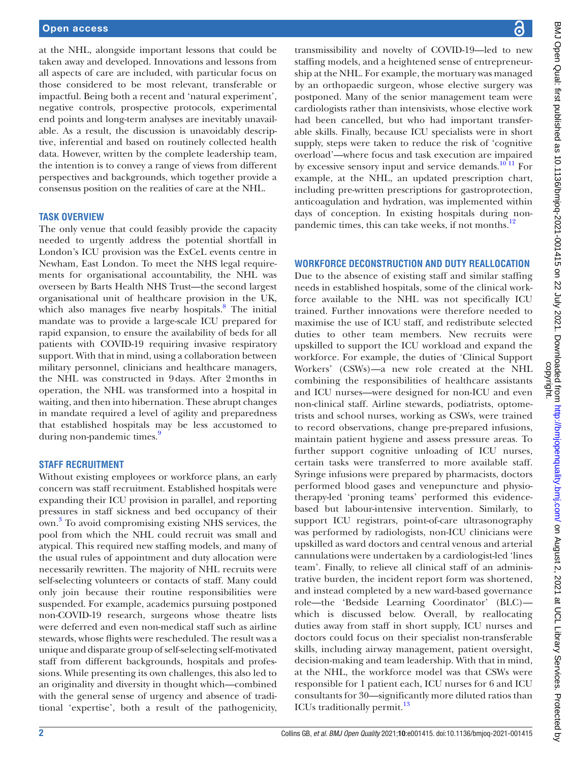at the NHL, alongside important lessons that could be taken away and developed. Innovations and lessons from all aspects of care are included, with particular focus on those considered to be most relevant, transferable or impactful. Being both a recent and 'natural experiment', negative controls, prospective protocols, experimental end points and long-term analyses are inevitably unavailable. As a result, the discussion is unavoidably descriptive, inferential and based on routinely collected health data. However, written by the complete leadership team, the intention is to convey a range of views from different perspectives and backgrounds, which together provide a consensus position on the realities of care at the NHL.

## TASK OVERVIEW

The only venue that could feasibly provide the capacity needed to urgently address the potential shortfall in London's ICU provision was the ExCeL events centre in Newham, East London. To meet the NHS legal requirements for organisational accountability, the NHL was overseen by Barts Health NHS Trust—the second largest organisational unit of healthcare provision in the UK, which also manages five nearby hospitals.[8] The initial mandate was to provide a large-scale ICU prepared for rapid expansion, to ensure the availability of beds for all patients with COVID-19 requiring invasive respiratory support. With that in mind, using a collaboration between military personnel, clinicians and healthcare managers, the NHL was constructed in 9 days. After 2 months in operation, the NHL was transformed into a hospital in waiting, and then into hibernation. These abrupt changes in mandate required a level of agility and preparedness that established hospitals may be less accustomed to during non-pandemic times.[9]

## STAFF RECRUITMENT

Without existing employees or workforce plans, an early concern was staff recruitment. Established hospitals were expanding their ICU provision in parallel, and reporting pressures in staff sickness and bed occupancy of their own.[3] To avoid compromising existing NHS services, the pool from which the NHL could recruit was small and atypical. This required new staffing models, and many of the usual rules of appointment and duty allocation were necessarily rewritten. The majority of NHL recruits were self-selecting volunteers or contacts of staff. Many could only join because their routine responsibilities were suspended. For example, academics pursuing postponed non-COVID-19 research, surgeons whose theatre lists were deferred and even non-medical staff such as airline stewards, whose flights were rescheduled. The result was a unique and disparate group of self-selecting self-motivated staff from different backgrounds, hospitals and professions. While presenting its own challenges, this also led to an originality and diversity in thought which—combined with the general sense of urgency and absence of traditional 'expertise', both a result of the pathogenicity, transmissibility and novelty of COVID-19—led to new staffing models, and a heightened sense of entrepreneurship at the NHL. For example, the mortuary was managed by an orthopaedic surgeon, whose elective surgery was postponed. Many of the senior management team were cardiologists rather than intensivists, whose elective work had been cancelled, but who had important transferable skills. Finally, because ICU specialists were in short supply, steps were taken to reduce the risk of 'cognitive overload'—where focus and task execution are impaired by excessive sensory input and service demands.[10,11] For example, at the NHL, an updated prescription chart, including pre-written prescriptions for gastroprotection, anticoagulation and hydration, was implemented within days of conception. In existing hospitals during non-pandemic times, this can take weeks, if not months.[12]

## WORKFORCE DECONSTRUCTION AND DUTY REALLOCATION

Due to the absence of existing staff and similar staffing needs in established hospitals, some of the clinical workforce available to the NHL was not specifically ICU trained. Further innovations were therefore needed to maximise the use of ICU staff, and redistribute selected duties to other team members. New recruits were upskilled to support the ICU workload and expand the workforce. For example, the duties of 'Clinical Support Workers' (CSWs)—a new role created at the NHL combining the responsibilities of healthcare assistants and ICU nurses—were designed for non-ICU and even non-clinical staff. Airline stewards, podiatrists, optometrists and school nurses, working as CSWs, were trained to record observations, change pre-prepared infusions, maintain patient hygiene and assess pressure areas. To further support cognitive unloading of ICU nurses, certain tasks were transferred to more available staff. Syringe infusions were prepared by pharmacists, doctors performed blood gases and venepuncture and physiotherapy-led 'proning teams' performed this evidence-based but labour-intensive intervention. Similarly, to support ICU registrars, point-of-care ultrasonography was performed by radiologists, non-ICU clinicians were upskilled as ward doctors and central venous and arterial cannulations were undertaken by a cardiologist-led 'lines team'. Finally, to relieve all clinical staff of an administrative burden, the incident report form was shortened, and instead completed by a new ward-based governance role—the 'Bedside Learning Coordinator' (BLC)—which is discussed below. Overall, by reallocating duties away from staff in short supply, ICU nurses and doctors could focus on their specialist non-transferable skills, including airway management, patient oversight, decision-making and team leadership. With that in mind, at the NHL, the workforce model was that CSWs were responsible for 1 patient each, ICU nurses for 6 and ICU consultants for 30—significantly more diluted ratios than ICUs traditionally permit.[13]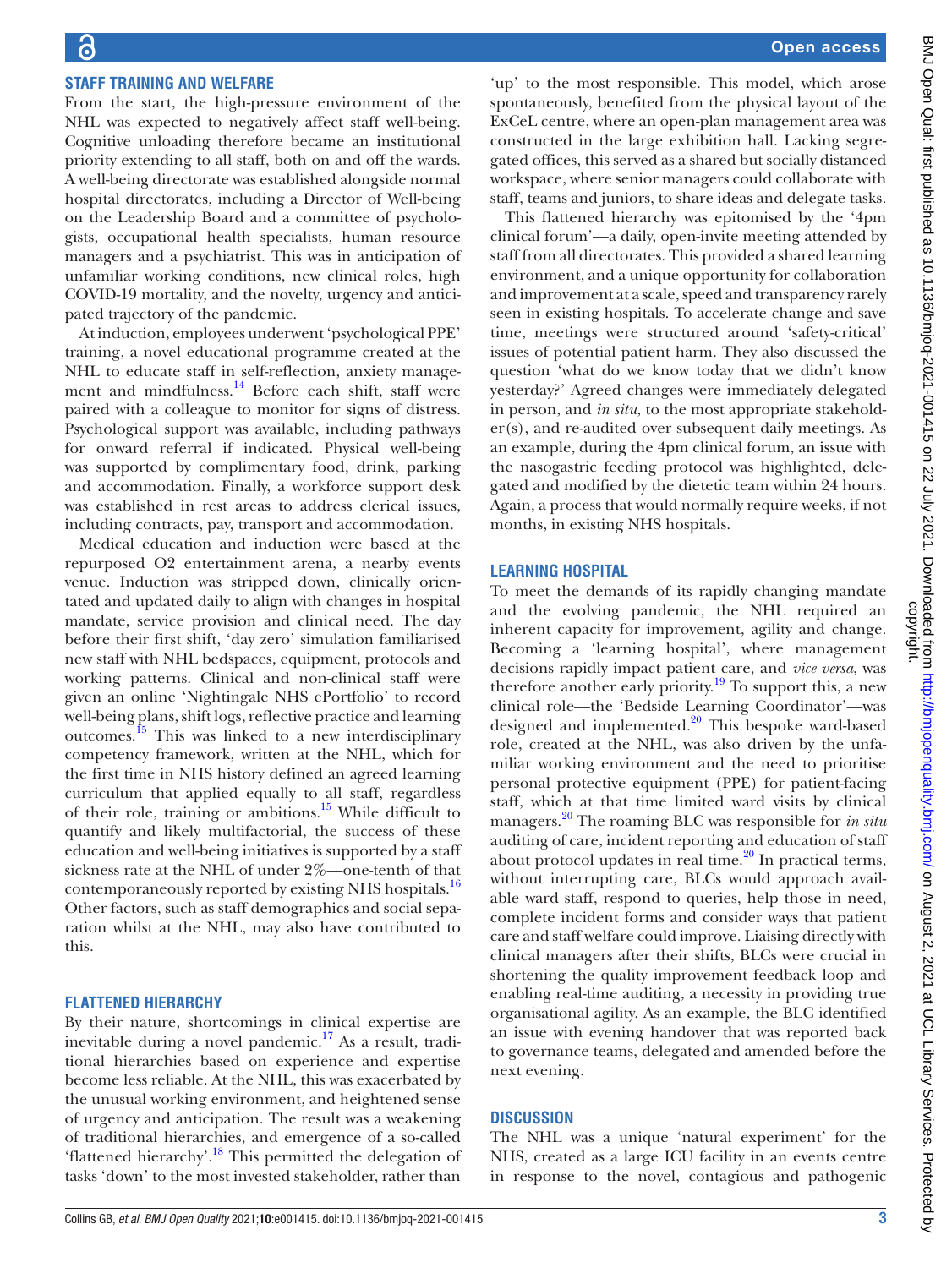## STAFF TRAINING AND WELFARE

From the start, the high-pressure environment of the NHL was expected to negatively affect staff well-being. Cognitive unloading therefore became an institutional priority extending to all staff, both on and off the wards. A well-being directorate was established alongside normal hospital directorates, including a Director of Well-being on the Leadership Board and a committee of psychologists, occupational health specialists, human resource managers and a psychiatrist. This was in anticipation of unfamiliar working conditions, new clinical roles, high COVID-19 mortality, and the novelty, urgency and anticipated trajectory of the pandemic.

At induction, employees underwent 'psychological PPE' training, a novel educational programme created at the NHL to educate staff in self-reflection, anxiety management and mindfulness.[14] Before each shift, staff were paired with a colleague to monitor for signs of distress. Psychological support was available, including pathways for onward referral if indicated. Physical well-being was supported by complimentary food, drink, parking and accommodation. Finally, a workforce support desk was established in rest areas to address clerical issues, including contracts, pay, transport and accommodation.

Medical education and induction were based at the repurposed O2 entertainment arena, a nearby events venue. Induction was stripped down, clinically orientated and updated daily to align with changes in hospital mandate, service provision and clinical need. The day before their first shift, 'day zero' simulation familiarised new staff with NHL bedspaces, equipment, protocols and working patterns. Clinical and non-clinical staff were given an online 'Nightingale NHS ePortfolio' to record well-being plans, shift logs, reflective practice and learning outcomes.[15] This was linked to a new interdisciplinary competency framework, written at the NHL, which for the first time in NHS history defined an agreed learning curriculum that applied equally to all staff, regardless of their role, training or ambitions.[15] While difficult to quantify and likely multifactorial, the success of these education and well-being initiatives is supported by a staff sickness rate at the NHL of under 2%—one-tenth of that contemporaneously reported by existing NHS hospitals.[16] Other factors, such as staff demographics and social separation whilst at the NHL, may also have contributed to this.

## FLATTENED HIERARCHY

By their nature, shortcomings in clinical expertise are inevitable during a novel pandemic.[17] As a result, traditional hierarchies based on experience and expertise become less reliable. At the NHL, this was exacerbated by the unusual working environment, and heightened sense of urgency and anticipation. The result was a weakening of traditional hierarchies, and emergence of a so-called 'flattened hierarchy'.[18] This permitted the delegation of tasks 'down' to the most invested stakeholder, rather than 'up' to the most responsible. This model, which arose spontaneously, benefited from the physical layout of the ExCeL centre, where an open-plan management area was constructed in the large exhibition hall. Lacking segregated offices, this served as a shared but socially distanced workspace, where senior managers could collaborate with staff, teams and juniors, to share ideas and delegate tasks.

This flattened hierarchy was epitomised by the '4pm clinical forum'—a daily, open-invite meeting attended by staff from all directorates. This provided a shared learning environment, and a unique opportunity for collaboration and improvement at a scale, speed and transparency rarely seen in existing hospitals. To accelerate change and save time, meetings were structured around 'safety-critical' issues of potential patient harm. They also discussed the question 'what do we know today that we didn't know yesterday?' Agreed changes were immediately delegated in person, and *in situ*, to the most appropriate stakeholder(s), and re-audited over subsequent daily meetings. As an example, during the 4pm clinical forum, an issue with the nasogastric feeding protocol was highlighted, delegated and modified by the dietetic team within 24 hours. Again, a process that would normally require weeks, if not months, in existing NHS hospitals.

## LEARNING HOSPITAL

To meet the demands of its rapidly changing mandate and the evolving pandemic, the NHL required an inherent capacity for improvement, agility and change. Becoming a 'learning hospital', where management decisions rapidly impact patient care, and *vice versa*, was therefore another early priority.[19] To support this, a new clinical role—the 'Bedside Learning Coordinator'—was designed and implemented.[20] This bespoke ward-based role, created at the NHL, was also driven by the unfamiliar working environment and the need to prioritise personal protective equipment (PPE) for patient-facing staff, which at that time limited ward visits by clinical managers.[20] The roaming BLC was responsible for *in situ* auditing of care, incident reporting and education of staff about protocol updates in real time.[20] In practical terms, without interrupting care, BLCs would approach available ward staff, respond to queries, help those in need, complete incident forms and consider ways that patient care and staff welfare could improve. Liaising directly with clinical managers after their shifts, BLCs were crucial in shortening the quality improvement feedback loop and enabling real-time auditing, a necessity in providing true organisational agility. As an example, the BLC identified an issue with evening handover that was reported back to governance teams, delegated and amended before the next evening.

## DISCUSSION

The NHL was a unique 'natural experiment' for the NHS, created as a large ICU facility in an events centre in response to the novel, contagious and pathogenic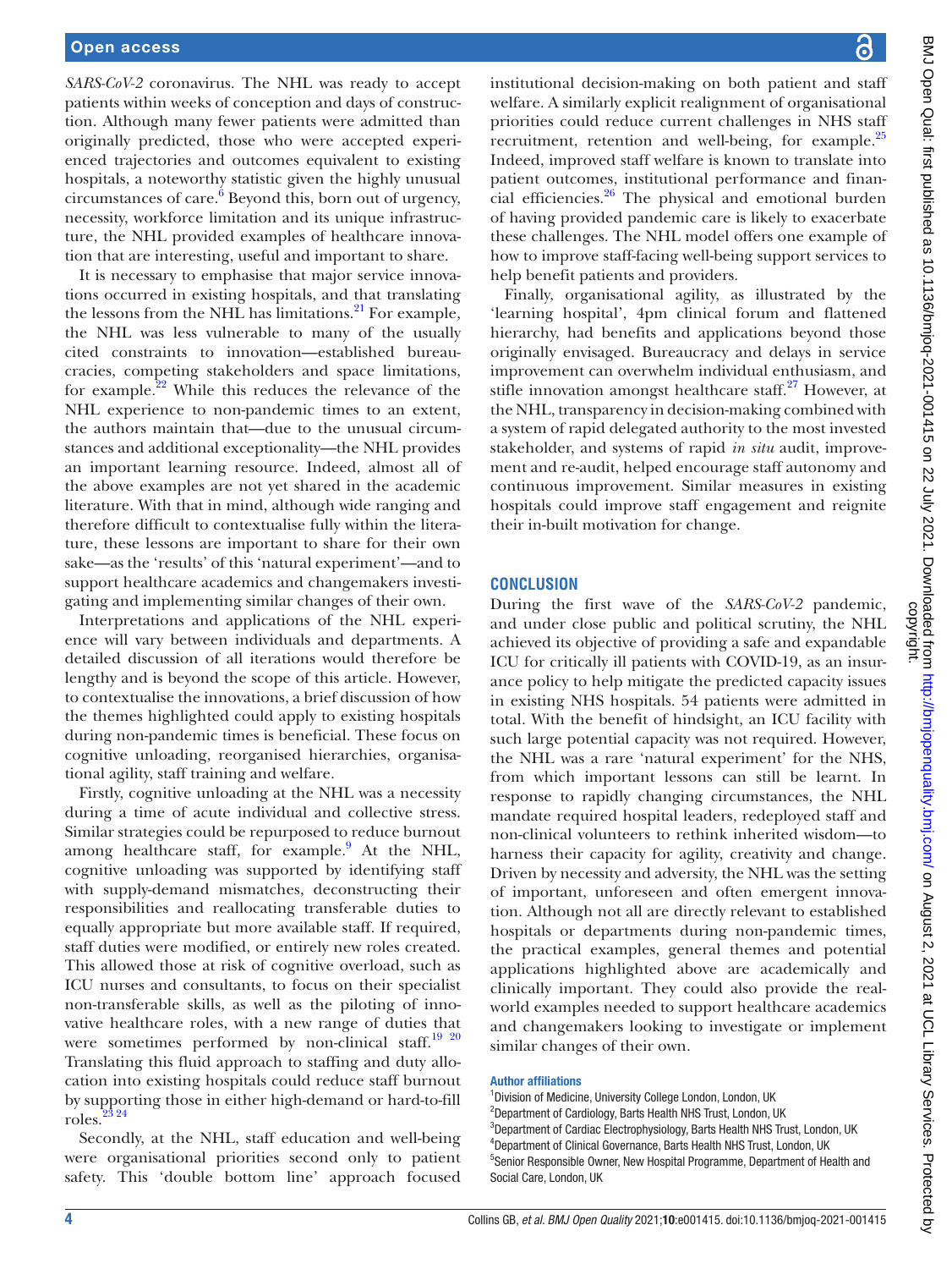*SARS-CoV-2* coronavirus. The NHL was ready to accept patients within weeks of conception and days of construction. Although many fewer patients were admitted than originally predicted, those who were accepted experienced trajectories and outcomes equivalent to existing hospitals, a noteworthy statistic given the highly unusual circumstances of care.[6] Beyond this, born out of urgency, necessity, workforce limitation and its unique infrastructure, the NHL provided examples of healthcare innovation that are interesting, useful and important to share.

It is necessary to emphasise that major service innovations occurred in existing hospitals, and that translating the lessons from the NHL has limitations.[21] For example, the NHL was less vulnerable to many of the usually cited constraints to innovation—established bureaucracies, competing stakeholders and space limitations, for example.[22] While this reduces the relevance of the NHL experience to non-pandemic times to an extent, the authors maintain that—due to the unusual circumstances and additional exceptionality—the NHL provides an important learning resource. Indeed, almost all of the above examples are not yet shared in the academic literature. With that in mind, although wide ranging and therefore difficult to contextualise fully within the literature, these lessons are important to share for their own sake—as the 'results' of this 'natural experiment'—and to support healthcare academics and changemakers investigating and implementing similar changes of their own.

Interpretations and applications of the NHL experience will vary between individuals and departments. A detailed discussion of all iterations would therefore be lengthy and is beyond the scope of this article. However, to contextualise the innovations, a brief discussion of how the themes highlighted could apply to existing hospitals during non-pandemic times is beneficial. These focus on cognitive unloading, reorganised hierarchies, organisational agility, staff training and welfare.

Firstly, cognitive unloading at the NHL was a necessity during a time of acute individual and collective stress. Similar strategies could be repurposed to reduce burnout among healthcare staff, for example.[9] At the NHL, cognitive unloading was supported by identifying staff with supply-demand mismatches, deconstructing their responsibilities and reallocating transferable duties to equally appropriate but more available staff. If required, staff duties were modified, or entirely new roles created. This allowed those at risk of cognitive overload, such as ICU nurses and consultants, to focus on their specialist non-transferable skills, as well as the piloting of innovative healthcare roles, with a new range of duties that were sometimes performed by non-clinical staff.[19,20] Translating this fluid approach to staffing and duty allocation into existing hospitals could reduce staff burnout by supporting those in either high-demand or hard-to-fill roles.[23,24]

Secondly, at the NHL, staff education and well-being were organisational priorities second only to patient safety. This 'double bottom line' approach focused institutional decision-making on both patient and staff welfare. A similarly explicit realignment of organisational priorities could reduce current challenges in NHS staff recruitment, retention and well-being, for example.[25] Indeed, improved staff welfare is known to translate into patient outcomes, institutional performance and financial efficiencies.[26] The physical and emotional burden of having provided pandemic care is likely to exacerbate these challenges. The NHL model offers one example of how to improve staff-facing well-being support services to help benefit patients and providers.

Finally, organisational agility, as illustrated by the 'learning hospital', 4pm clinical forum and flattened hierarchy, had benefits and applications beyond those originally envisaged. Bureaucracy and delays in service improvement can overwhelm individual enthusiasm, and stifle innovation amongst healthcare staff.[27] However, at the NHL, transparency in decision-making combined with a system of rapid delegated authority to the most invested stakeholder, and systems of rapid *in situ* audit, improvement and re-audit, helped encourage staff autonomy and continuous improvement. Similar measures in existing hospitals could improve staff engagement and reignite their in-built motivation for change.

## CONCLUSION

During the first wave of the *SARS-CoV-2* pandemic, and under close public and political scrutiny, the NHL achieved its objective of providing a safe and expandable ICU for critically ill patients with COVID-19, as an insurance policy to help mitigate the predicted capacity issues in existing NHS hospitals. 54 patients were admitted in total. With the benefit of hindsight, an ICU facility with such large potential capacity was not required. However, the NHL was a rare 'natural experiment' for the NHS, from which important lessons can still be learnt. In response to rapidly changing circumstances, the NHL mandate required hospital leaders, redeployed staff and non-clinical volunteers to rethink inherited wisdom—to harness their capacity for agility, creativity and change. Driven by necessity and adversity, the NHL was the setting of important, unforeseen and often emergent innovation. Although not all are directly relevant to established hospitals or departments during non-pandemic times, the practical examples, general themes and potential applications highlighted above are academically and clinically important. They could also provide the real-world examples needed to support healthcare academics and changemakers looking to investigate or implement similar changes of their own.

### Author affiliations

[1]Division of Medicine, University College London, London, UK
[2]Department of Cardiology, Barts Health NHS Trust, London, UK
[3]Department of Cardiac Electrophysiology, Barts Health NHS Trust, London, UK
[4]Department of Clinical Governance, Barts Health NHS Trust, London, UK
[5]Senior Responsible Owner, New Hospital Programme, Department of Health and Social Care, London, UK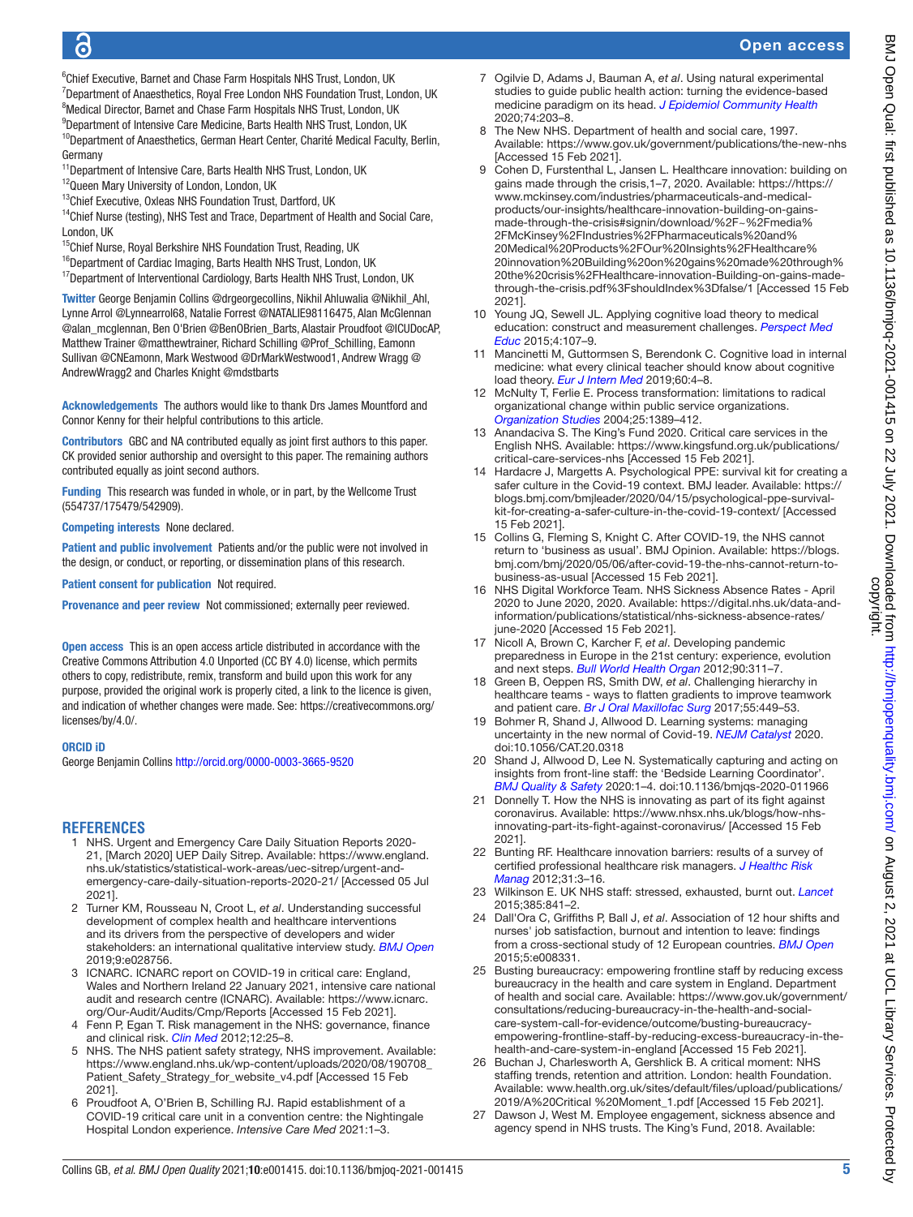[6]Chief Executive, Barnet and Chase Farm Hospitals NHS Trust, London, UK
[7]Department of Anaesthetics, Royal Free London NHS Foundation Trust, London, UK
[8]Medical Director, Barnet and Chase Farm Hospitals NHS Trust, London, UK
[9]Department of Intensive Care Medicine, Barts Health NHS Trust, London, UK
[10]Department of Anaesthetics, German Heart Center, Charité Medical Faculty, Berlin, Germany
[11]Department of Intensive Care, Barts Health NHS Trust, London, UK
[12]Queen Mary University of London, London, UK
[13]Chief Executive, Oxleas NHS Foundation Trust, Dartford, UK
[14]Chief Nurse (testing), NHS Test and Trace, Department of Health and Social Care, London, UK
[15]Chief Nurse, Royal Berkshire NHS Foundation Trust, Reading, UK
[16]Department of Cardiac Imaging, Barts Health NHS Trust, London, UK
[17]Department of Interventional Cardiology, Barts Health NHS Trust, London, UK

**Twitter** George Benjamin Collins @drgeorgecollins, Nikhil Ahluwalia @Nikhil_Ahl, Lynne Arrol @Lynnearrol68, Natalie Forrest @NATALIE98116475, Alan McGlennan @alan_mcglennan, Ben O'Brien @BenOBrien_Barts, Alastair Proudfoot @ICUDocAP, Matthew Trainer @matthewtrainer, Richard Schilling @Prof_Schilling, Eamonn Sullivan @CNEamonn, Mark Westwood @DrMarkWestwood1, Andrew Wragg @AndrewWragg2 and Charles Knight @mdstbarts

**Acknowledgements** The authors would like to thank Drs James Mountford and Connor Kenny for their helpful contributions to this article.

**Contributors** GBC and NA contributed equally as joint first authors to this paper. CK provided senior authorship and oversight to this paper. The remaining authors contributed equally as joint second authors.

**Funding** This research was funded in whole, or in part, by the Wellcome Trust (554737/175479/542909).

**Competing interests** None declared.

**Patient and public involvement** Patients and/or the public were not involved in the design, or conduct, or reporting, or dissemination plans of this research.

**Patient consent for publication** Not required.

**Provenance and peer review** Not commissioned; externally peer reviewed.

**Open access** This is an open access article distributed in accordance with the Creative Commons Attribution 4.0 Unported (CC BY 4.0) license, which permits others to copy, redistribute, remix, transform and build upon this work for any purpose, provided the original work is properly cited, a link to the licence is given, and indication of whether changes were made. See: https://creativecommons.org/licenses/by/4.0/.

**ORCID iD**

George Benjamin Collins http://orcid.org/0000-0003-3665-9520

## REFERENCES

1. NHS. Urgent and Emergency Care Daily Situation Reports 2020-21, [March 2020] UEP Daily Sitrep. Available: https://www.england.nhs.uk/statistics/statistical-work-areas/uec-sitrep/urgent-and-emergency-care-daily-situation-reports-2020-21/ [Accessed 05 Jul 2021].
2. Turner KM, Rousseau N, Croot L, *et al*. Understanding successful development of complex health and healthcare interventions and its drivers from the perspective of developers and wider stakeholders: an international qualitative interview study. *BMJ Open* 2019;9:e028756.
3. ICNARC. ICNARC report on COVID-19 in critical care: England, Wales and Northern Ireland 22 January 2021, intensive care national audit and research centre (ICNARC). Available: https://www.icnarc.org/Our-Audit/Audits/Cmp/Reports [Accessed 15 Feb 2021].
4. Fenn P, Egan T. Risk management in the NHS: governance, finance and clinical risk. *Clin Med* 2012;12:25–8.
5. NHS. The NHS patient safety strategy, NHS improvement. Available: https://www.england.nhs.uk/wp-content/uploads/2020/08/190708_Patient_Safety_Strategy_for_website_v4.pdf [Accessed 15 Feb 2021].
6. Proudfoot A, O'Brien B, Schilling RJ. Rapid establishment of a COVID-19 critical care unit in a convention centre: the Nightingale Hospital London experience. *Intensive Care Med* 2021:1–3.
7. Ogilvie D, Adams J, Bauman A, *et al*. Using natural experimental studies to guide public health action: turning the evidence-based medicine paradigm on its head. *J Epidemiol Community Health* 2020;74:203–8.
8. The New NHS. Department of health and social care, 1997. Available: https://www.gov.uk/government/publications/the-new-nhs [Accessed 15 Feb 2021].
9. Cohen D, Furstenthal L, Jansen L. Healthcare innovation: building on gains made through the crisis,1–7, 2020. Available: https://https://www.mckinsey.com/industries/pharmaceuticals-and-medical-products/our-insights/healthcare-innovation-building-on-gains-made-through-the-crisis#signin/download/%2F~%2Fmedia%2FMcKinsey%2FIndustries%2FPharmaceuticals%20and%20Medical%20Products%2FOur%20Insights%2FHealthcare%20innovation%20Building%20on%20gains%20made%20through%20the%20crisis%2FHealthcare-innovation-Building-on-gains-made-through-the-crisis.pdf%3FshouldIndex%3Dfalse/1 [Accessed 15 Feb 2021].
10. Young JQ, Sewell JL. Applying cognitive load theory to medical education: construct and measurement challenges. *Perspect Med Educ* 2015;4:107–9.
11. Mancinetti M, Guttormsen S, Berendonk C. Cognitive load in internal medicine: what every clinical teacher should know about cognitive load theory. *Eur J Intern Med* 2019;60:4–8.
12. McNulty T, Ferlie E. Process transformation: limitations to radical organizational change within public service organizations. *Organization Studies* 2004;25:1389–412.
13. Anandaciva S. The King's Fund 2020. Critical care services in the English NHS. Available: https://www.kingsfund.org.uk/publications/critical-care-services-nhs [Accessed 15 Feb 2021].
14. Hardacre J, Margetts A. Psychological PPE: survival kit for creating a safer culture in the Covid-19 context. BMJ leader. Available: https://blogs.bmj.com/bmjleader/2020/04/15/psychological-ppe-survival-kit-for-creating-a-safer-culture-in-the-covid-19-context/ [Accessed 15 Feb 2021].
15. Collins G, Fleming S, Knight C. After COVID-19, the NHS cannot return to 'business as usual'. BMJ Opinion. Available: https://blogs.bmj.com/bmj/2020/05/06/after-covid-19-the-nhs-cannot-return-to-business-as-usual [Accessed 15 Feb 2021].
16. NHS Digital Workforce Team. NHS Sickness Absence Rates - April 2020 to June 2020, 2020. Available: https://digital.nhs.uk/data-and-information/publications/statistical/nhs-sickness-absence-rates/june-2020 [Accessed 15 Feb 2021].
17. Nicoll A, Brown C, Karcher F, *et al*. Developing pandemic preparedness in Europe in the 21st century: experience, evolution and next steps. *Bull World Health Organ* 2012;90:311–7.
18. Green B, Oeppen RS, Smith DW, *et al*. Challenging hierarchy in healthcare teams - ways to flatten gradients to improve teamwork and patient care. *Br J Oral Maxillofac Surg* 2017;55:449–53.
19. Bohmer R, Shand J, Allwood D. Learning systems: managing uncertainty in the new normal of Covid-19. *NEJM Catalyst* 2020. doi:10.1056/CAT.20.0318
20. Shand J, Allwood D, Lee N. Systematically capturing and acting on insights from front-line staff: the 'Bedside Learning Coordinator'. *BMJ Quality & Safety* 2020:1–4. doi:10.1136/bmjqs-2020-011966
21. Donnelly T. How the NHS is innovating as part of its fight against coronavirus. Available: https://www.nhsx.nhs.uk/blogs/how-nhs-innovating-part-its-fight-against-coronavirus/ [Accessed 15 Feb 2021].
22. Bunting RF. Healthcare innovation barriers: results of a survey of certified professional healthcare risk managers. *J Healthc Risk Manag* 2012;31:3–16.
23. Wilkinson E. UK NHS staff: stressed, exhausted, burnt out. *Lancet* 2015;385:841–2.
24. Dall'Ora C, Griffiths P, Ball J, *et al*. Association of 12 hour shifts and nurses' job satisfaction, burnout and intention to leave: findings from a cross-sectional study of 12 European countries. *BMJ Open* 2015;5:e008331.
25. Busting bureaucracy: empowering frontline staff by reducing excess bureaucracy in the health and care system in England. Department of health and social care. Available: https://www.gov.uk/government/consultations/reducing-bureaucracy-in-the-health-and-social-care-system-call-for-evidence/outcome/busting-bureaucracy-empowering-frontline-staff-by-reducing-excess-bureaucracy-in-the-health-and-care-system-in-england [Accessed 15 Feb 2021].
26. Buchan J, Charlesworth A, Gershlick B. A critical moment: NHS staffing trends, retention and attrition. London: health Foundation. Available: www.health.org.uk/sites/default/files/upload/publications/2019/A%20Critical %20Moment_1.pdf [Accessed 15 Feb 2021].
27. Dawson J, West M. Employee engagement, sickness absence and agency spend in NHS trusts. The King's Fund, 2018. Available: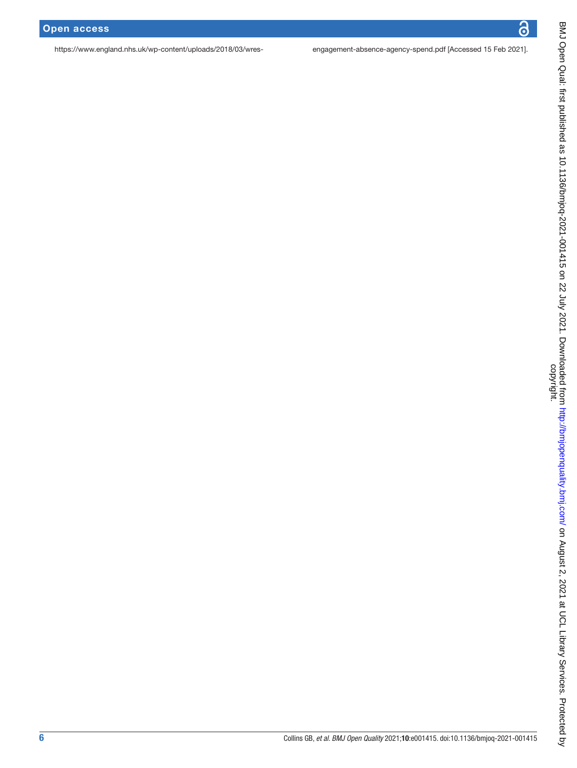https://www.england.nhs.uk/wp-content/uploads/2018/03/wres-engagement-absence-agency-spend.pdf [Accessed 15 Feb 2021].